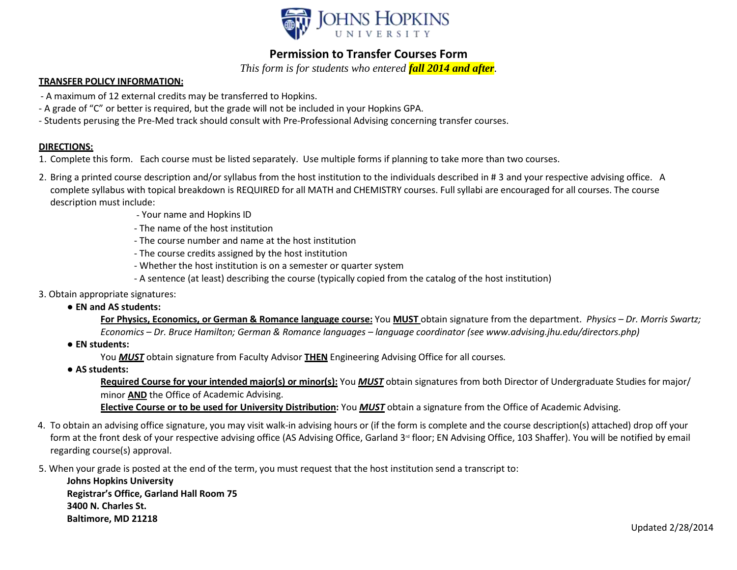# Permission to Transfer Courses Form

*This form is for students who entered **fall 2014 and after**.*

**TRANSFER POLICY INFORMATION:**

- A maximum of 12 external credits may be transferred to Hopkins.
- A grade of "C" or better is required, but the grade will not be included in your Hopkins GPA.
- Students perusing the Pre-Med track should consult with Pre-Professional Advising concerning transfer courses.

**DIRECTIONS:**

1. Complete this form. Each course must be listed separately. Use multiple forms if planning to take more than two courses.
2. Bring a printed course description and/or syllabus from the host institution to the individuals described in # 3 and your respective advising office. A complete syllabus with topical breakdown is REQUIRED for all MATH and CHEMISTRY courses. Full syllabi are encouraged for all courses. The course description must include:
   - Your name and Hopkins ID
   - The name of the host institution
   - The course number and name at the host institution
   - The course credits assigned by the host institution
   - Whether the host institution is on a semester or quarter system
   - A sentence (at least) describing the course (typically copied from the catalog of the host institution)
3. Obtain appropriate signatures:
   - **EN and AS students:**
     **For Physics, Economics, or German & Romance language course:** You **MUST** obtain signature from the department. *Physics – Dr. Morris Swartz; Economics – Dr. Bruce Hamilton; German & Romance languages – language coordinator (see www.advising.jhu.edu/directors.php)*
   - **EN students:**
     You ***MUST*** obtain signature from Faculty Advisor **THEN** Engineering Advising Office for all courses.
   - **AS students:**
     **Required Course for your intended major(s) or minor(s):** You ***MUST*** obtain signatures from both Director of Undergraduate Studies for major/ minor **AND** the Office of Academic Advising.
     **Elective Course or to be used for University Distribution:** You ***MUST*** obtain a signature from the Office of Academic Advising.
4. To obtain an advising office signature, you may visit walk-in advising hours or (if the form is complete and the course description(s) attached) drop off your form at the front desk of your respective advising office (AS Advising Office, Garland 3rd floor; EN Advising Office, 103 Shaffer). You will be notified by email regarding course(s) approval.
5. When your grade is posted at the end of the term, you must request that the host institution send a transcript to:

   **Johns Hopkins University**
   **Registrar's Office, Garland Hall Room 75**
   **3400 N. Charles St.**
   **Baltimore, MD 21218**

Updated 2/28/2014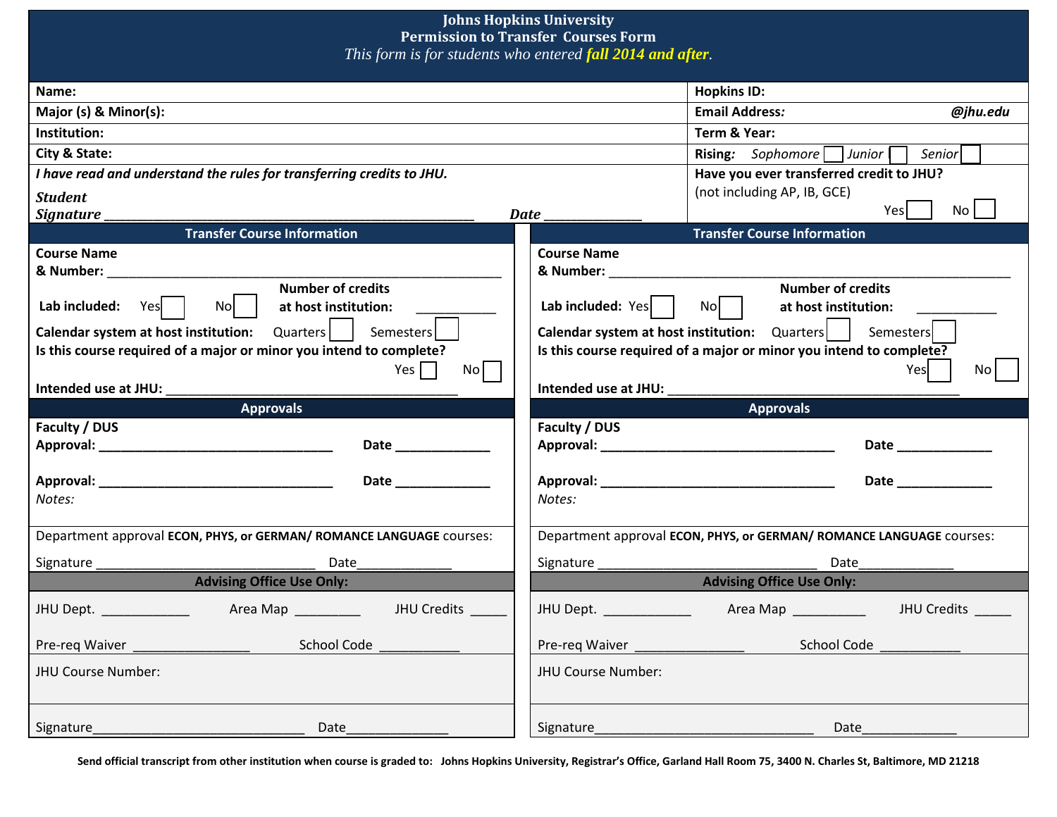# Johns Hopkins University
## Permission to Transfer Courses Form

*This form is for students who entered **fall 2014 and after**.*

| | |
|---|---|
| **Name:** | **Hopkins ID:** |
| **Major (s) & Minor(s):** | **Email Address:** @jhu.edu |
| **Institution:** | **Term & Year:** |
| **City & State:** | **Rising:** *Sophomore* ☐ *Junior* ☐ *Senior* ☐ |
| ***I have read and understand the rules for transferring credits to JHU.*** ***Student Signature*** ______________________ ***Date*** __________ | **Have you ever transferred credit to JHU?** (not including AP, IB, GCE) Yes ☐ No ☐ |

### Transfer Course Information

**Course Name & Number:** ____________________________________

**Lab included:** Yes ☐ No ☐ **Number of credits at host institution:** __________

**Calendar system at host institution:** Quarters ☐ Semesters ☐

**Is this course required of a major or minor you intend to complete?** Yes ☐ No ☐

**Intended use at JHU:** ____________________________________

### Approvals

**Faculty / DUS Approval:** ______________________ **Date** __________

**Approval:** ______________________ **Date** __________

*Notes:*

Department approval **ECON, PHYS, or GERMAN/ ROMANCE LANGUAGE** courses:

Signature ______________________ Date__________

### Advising Office Use Only:

JHU Dept. __________ Area Map ________ JHU Credits _____

Pre-req Waiver ______________ School Code __________

JHU Course Number:

Signature______________________ Date__________

### Transfer Course Information

**Course Name & Number:** ____________________________________

**Lab included:** Yes ☐ No ☐ **Number of credits at host institution:** __________

**Calendar system at host institution:** Quarters ☐ Semesters ☐

**Is this course required of a major or minor you intend to complete?** Yes ☐ No ☐

**Intended use at JHU:** ____________________________________

### Approvals

**Faculty / DUS Approval:** ______________________ **Date** __________

**Approval:** ______________________ **Date** __________

*Notes:*

Department approval **ECON, PHYS, or GERMAN/ ROMANCE LANGUAGE** courses:

Signature ______________________ Date__________

### Advising Office Use Only:

JHU Dept. __________ Area Map ________ JHU Credits _____

Pre-req Waiver ______________ School Code __________

JHU Course Number:

Signature______________________ Date__________

**Send official transcript from other institution when course is graded to: Johns Hopkins University, Registrar's Office, Garland Hall Room 75, 3400 N. Charles St, Baltimore, MD 21218**